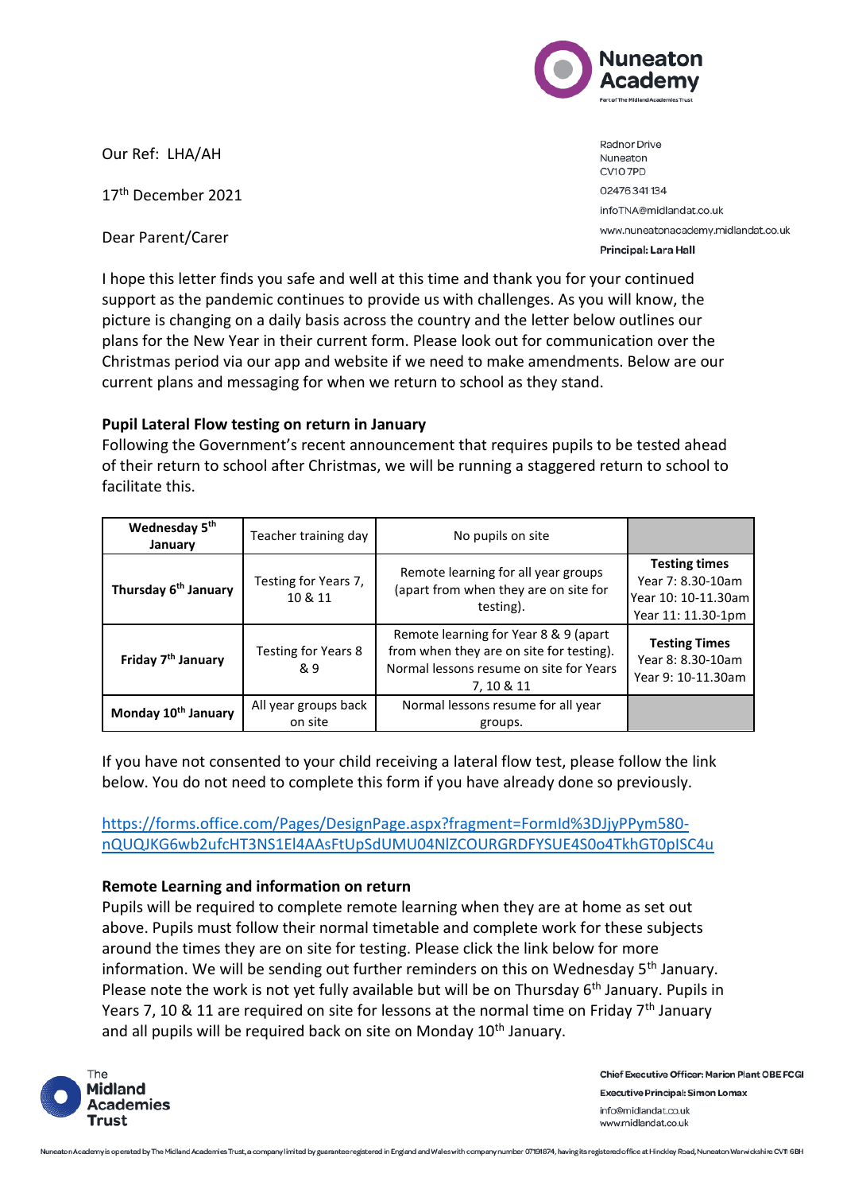Nuneaton Academy
Part of The Midland Academies Trust

Radnor Drive
Nuneaton
CV10 7PD
02476 341 134
infoTNA@midlandat.co.uk
www.nuneatonacademy.midlandat.co.uk
**Principal: Lara Hall**

Our Ref: LHA/AH

17th December 2021

Dear Parent/Carer

I hope this letter finds you safe and well at this time and thank you for your continued support as the pandemic continues to provide us with challenges. As you will know, the picture is changing on a daily basis across the country and the letter below outlines our plans for the New Year in their current form. Please look out for communication over the Christmas period via our app and website if we need to make amendments. Below are our current plans and messaging for when we return to school as they stand.

**Pupil Lateral Flow testing on return in January**

Following the Government's recent announcement that requires pupils to be tested ahead of their return to school after Christmas, we will be running a staggered return to school to facilitate this.

| | | | |
|---|---|---|---|
| **Wednesday 5th January** | Teacher training day | No pupils on site | |
| **Thursday 6th January** | Testing for Years 7, 10 & 11 | Remote learning for all year groups (apart from when they are on site for testing). | **Testing times** Year 7: 8.30-10am Year 10: 10-11.30am Year 11: 11.30-1pm |
| **Friday 7th January** | Testing for Years 8 & 9 | Remote learning for Year 8 & 9 (apart from when they are on site for testing). Normal lessons resume on site for Years 7, 10 & 11 | **Testing Times** Year 8: 8.30-10am Year 9: 10-11.30am |
| **Monday 10th January** | All year groups back on site | Normal lessons resume for all year groups. | |

If you have not consented to your child receiving a lateral flow test, please follow the link below. You do not need to complete this form if you have already done so previously.

https://forms.office.com/Pages/DesignPage.aspx?fragment=FormId%3DJjyPPym580-nQUQJKG6wb2ufcHT3NS1El4AAsFtUpSdUMU04NlZCOURGRDFYSUE4S0o4TkhGT0pISC4u

**Remote Learning and information on return**

Pupils will be required to complete remote learning when they are at home as set out above. Pupils must follow their normal timetable and complete work for these subjects around the times they are on site for testing. Please click the link below for more information. We will be sending out further reminders on this on Wednesday 5th January. Please note the work is not yet fully available but will be on Thursday 6th January. Pupils in Years 7, 10 & 11 are required on site for lessons at the normal time on Friday 7th January and all pupils will be required back on site on Monday 10th January.

The Midland Academies Trust

**Chief Executive Officer: Marion Plant OBE FCGI**
**Executive Principal: Simon Lomax**
info@midlandat.co.uk
www.midlandat.co.uk

Nuneaton Academy is operated by The Midland Academies Trust, a company limited by guarantee registered in England and Wales with company number 07191674, having its registered office at Hinckley Road, Nuneaton Warwickshire CV11 6BH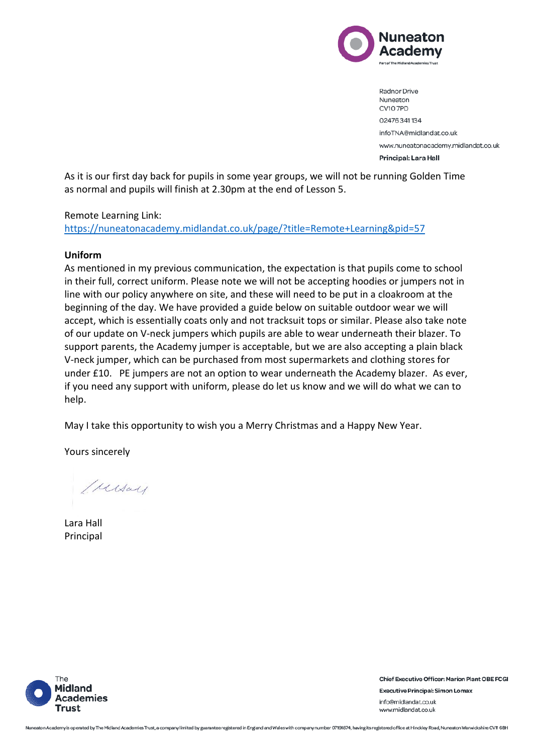As it is our first day back for pupils in some year groups, we will not be running Golden Time as normal and pupils will finish at 2.30pm at the end of Lesson 5.

Remote Learning Link:
https://nuneatonacademy.midlandat.co.uk/page/?title=Remote+Learning&pid=57

**Uniform**

As mentioned in my previous communication, the expectation is that pupils come to school in their full, correct uniform. Please note we will not be accepting hoodies or jumpers not in line with our policy anywhere on site, and these will need to be put in a cloakroom at the beginning of the day. We have provided a guide below on suitable outdoor wear we will accept, which is essentially coats only and not tracksuit tops or similar. Please also take note of our update on V-neck jumpers which pupils are able to wear underneath their blazer. To support parents, the Academy jumper is acceptable, but we are also accepting a plain black V-neck jumper, which can be purchased from most supermarkets and clothing stores for under £10. PE jumpers are not an option to wear underneath the Academy blazer. As ever, if you need any support with uniform, please do let us know and we will do what we can to help.

May I take this opportunity to wish you a Merry Christmas and a Happy New Year.

Yours sincerely

Lara Hall
Principal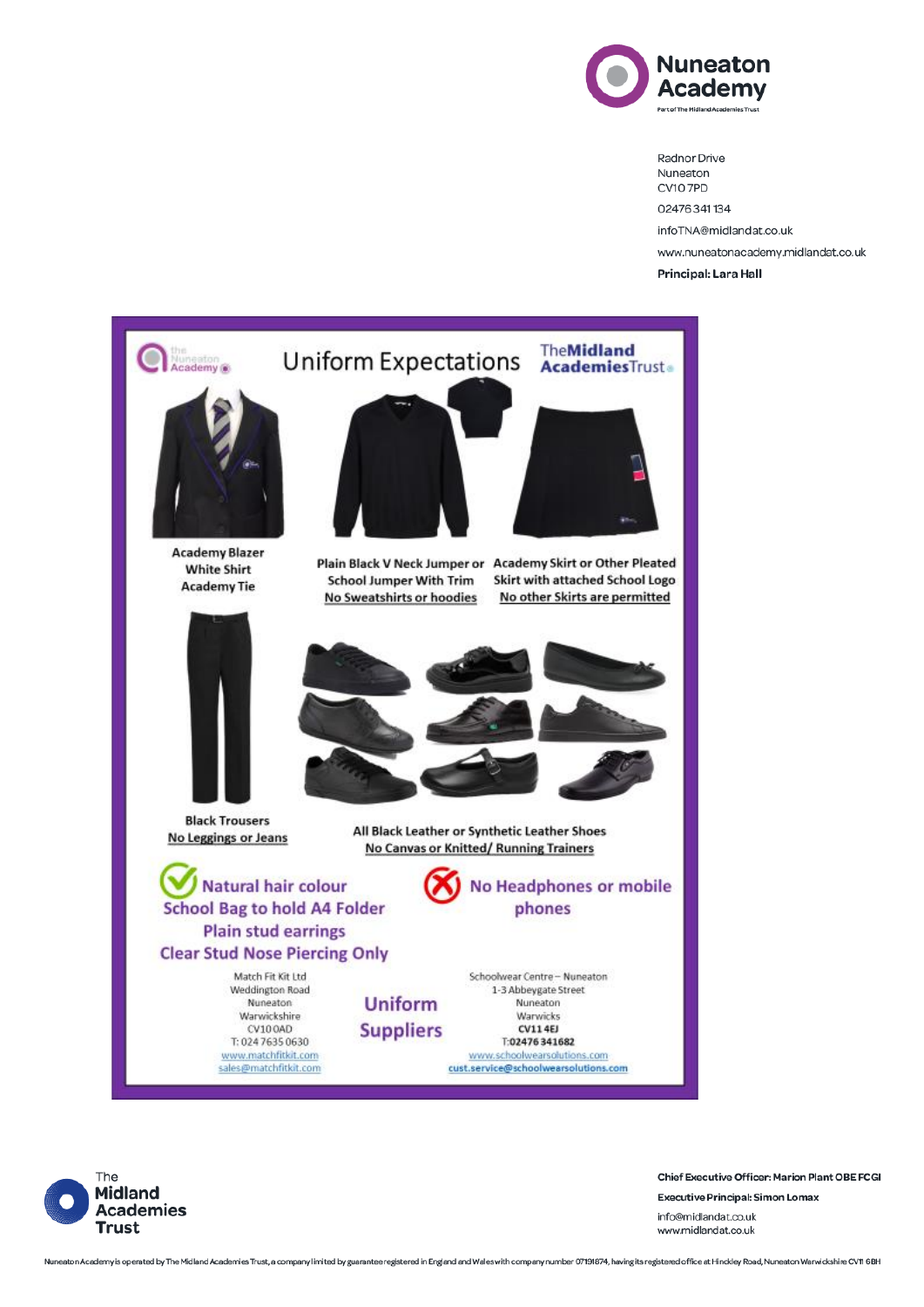Nuneaton Academy

Radnor Drive
Nuneaton
CV10 7PD

02476 341 134

infoTNA@midlandat.co.uk

www.nuneatonacademy.midlandat.co.uk

**Principal: Lara Hall**

# Uniform Expectations

The Midland Academies Trust

Academy Blazer
White Shirt
Academy Tie

Plain Black V Neck Jumper or School Jumper With Trim
No Sweatshirts or hoodies

Academy Skirt or Other Pleated Skirt with attached School Logo
No other Skirts are permitted

Black Trousers
No Leggings or Jeans

All Black Leather or Synthetic Leather Shoes
No Canvas or Knitted/ Running Trainers

- Natural hair colour
- School Bag to hold A4 Folder
- Plain stud earrings
- Clear Stud Nose Piercing Only

No Headphones or mobile phones

## Uniform Suppliers

Match Fit Kit Ltd
Weddington Road
Nuneaton
Warwickshire
CV10 0AD
T: 024 7635 0630
www.matchfitkit.com
sales@matchfitkit.com

Schoolwear Centre – Nuneaton
1-3 Abbeygate Street
Nuneaton
Warwicks
CV11 4EJ
T:02476 341682
www.schoolwearsolutions.com
cust.service@schoolwearsolutions.com

The Midland Academies Trust

**Chief Executive Officer: Marion Plant OBE FCGI**

**Executive Principal: Simon Lomax**

info@midlandat.co.uk
www.midlandat.co.uk

Nuneaton Academy is operated by The Midland Academies Trust, a company limited by guarantee registered in England and Wales with company number 07191674, having its registered office at Hinckley Road, Nuneaton Warwickshire CV11 6BH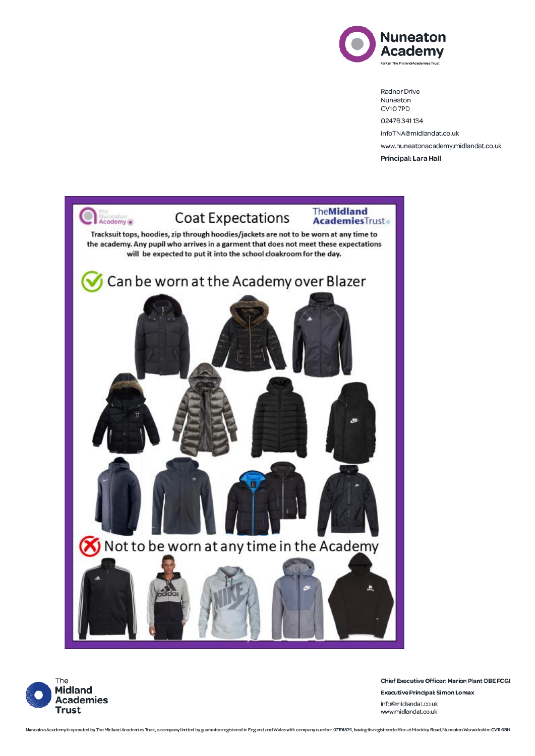**Nuneaton Academy**

Part of The Midland Academies Trust

Radnor Drive
Nuneaton
CV10 7PD

02476 341 134

infoTNA@midlandat.co.uk

www.nuneatonacademy.midlandat.co.uk

**Principal: Lara Hall**

# Coat Expectations

Tracksuit tops, hoodies, zip through hoodies/jackets are not to be worn at any time to the academy. Any pupil who arrives in a garment that does not meet these expectations will be expected to put it into the school cloakroom for the day.

## Can be worn at the Academy over Blazer

## Not to be worn at any time in the Academy

**The Midland Academies Trust**

**Chief Executive Officer: Marion Plant OBE FCGI**

**Executive Principal: Simon Lomax**

info@midlandat.co.uk
www.midlandat.co.uk

Nuneaton Academy is operated by The Midland Academies Trust, a company limited by guarantee registered in England and Wales with company number 07191674, having its registered office at Hinckley Road, Nuneaton Warwickshire CV11 6BH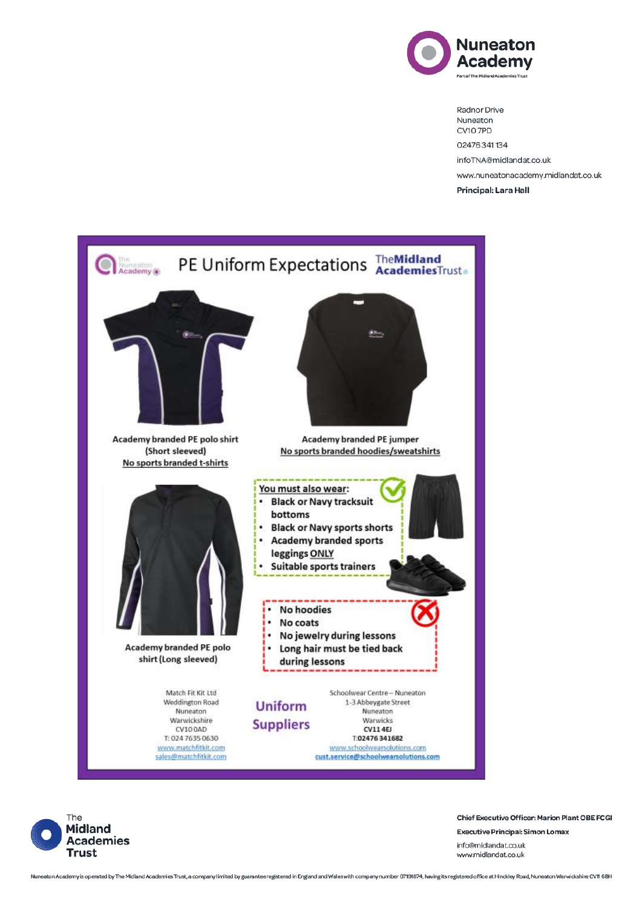# Nuneaton Academy

Part of The Midland Academies Trust

Radnor Drive
Nuneaton
CV10 7PD

02476 341 134

infoTNA@midlandat.co.uk

www.nuneatonacademy.midlandat.co.uk

**Principal: Lara Hall**

## PE Uniform Expectations

The Midland Academies Trust

Academy branded PE polo shirt
(Short sleeved)
No sports branded t-shirts

Academy branded PE jumper
No sports branded hoodies/sweatshirts

Academy branded PE polo shirt (Long sleeved)

**You must also wear:**

- Black or Navy tracksuit bottoms
- Black or Navy sports shorts
- Academy branded sports leggings ONLY
- Suitable sports trainers

- No hoodies
- No coats
- No jewelry during lessons
- Long hair must be tied back during lessons

### Uniform Suppliers

Match Fit Kit Ltd
Weddington Road
Nuneaton
Warwickshire
CV10 0AD
T: 024 7635 0630
www.matchfitkit.com
sales@matchfitkit.com

Schoolwear Centre – Nuneaton
1-3 Abbeygate Street
Nuneaton
Warwicks
CV11 4EJ
T: 02476 341682
www.schoolwearsolutions.com
cust.service@schoolwearsolutions.com

The Midland Academies Trust

**Chief Executive Officer: Marion Plant OBE FCGI**

**Executive Principal: Simon Lomax**

info@midlandat.co.uk
www.midlandat.co.uk

Nuneaton Academy is operated by The Midland Academies Trust, a company limited by guarantee registered in England and Wales with company number 07191674, having its registered office at Hinckley Road, Nuneaton Warwickshire CV11 6BH